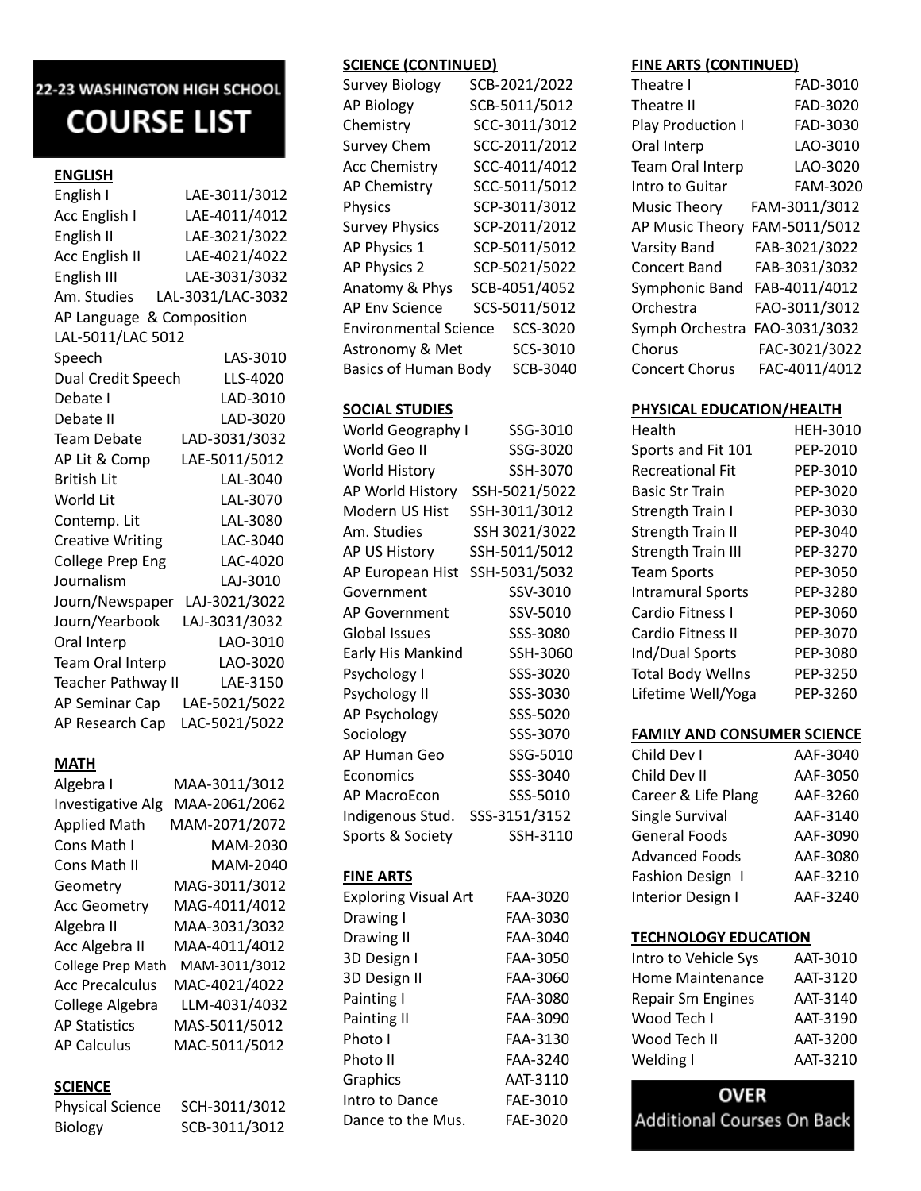# 22-23 WASHINGTON HIGH SCHOOL COURSE LIST

## ENGLISH

| Course | Code |
|---|---|
| English I | LAE-3011/3012 |
| Acc English I | LAE-4011/4012 |
| English II | LAE-3021/3022 |
| Acc English II | LAE-4021/4022 |
| English III | LAE-3031/3032 |
| Am. Studies | LAL-3031/LAC-3032 |
| AP Language & Composition | LAL-5011/LAC 5012 |
| Speech | LAS-3010 |
| Dual Credit Speech | LLS-4020 |
| Debate I | LAD-3010 |
| Debate II | LAD-3020 |
| Team Debate | LAD-3031/3032 |
| AP Lit & Comp | LAE-5011/5012 |
| British Lit | LAL-3040 |
| World Lit | LAL-3070 |
| Contemp. Lit | LAL-3080 |
| Creative Writing | LAC-3040 |
| College Prep Eng | LAC-4020 |
| Journalism | LAJ-3010 |
| Journ/Newspaper | LAJ-3021/3022 |
| Journ/Yearbook | LAJ-3031/3032 |
| Oral Interp | LAO-3010 |
| Team Oral Interp | LAO-3020 |
| Teacher Pathway II | LAE-3150 |
| AP Seminar Cap | LAE-5021/5022 |
| AP Research Cap | LAC-5021/5022 |

## MATH

| Course | Code |
|---|---|
| Algebra I | MAA-3011/3012 |
| Investigative Alg | MAA-2061/2062 |
| Applied Math | MAM-2071/2072 |
| Cons Math I | MAM-2030 |
| Cons Math II | MAM-2040 |
| Geometry | MAG-3011/3012 |
| Acc Geometry | MAG-4011/4012 |
| Algebra II | MAA-3031/3032 |
| Acc Algebra II | MAA-4011/4012 |
| College Prep Math | MAM-3011/3012 |
| Acc Precalculus | MAC-4021/4022 |
| College Algebra | LLM-4031/4032 |
| AP Statistics | MAS-5011/5012 |
| AP Calculus | MAC-5011/5012 |

## SCIENCE

| Course | Code |
|---|---|
| Physical Science | SCH-3011/3012 |
| Biology | SCB-3011/3012 |
| Survey Biology | SCB-2021/2022 |
| AP Biology | SCB-5011/5012 |
| Chemistry | SCC-3011/3012 |
| Survey Chem | SCC-2011/2012 |
| Acc Chemistry | SCC-4011/4012 |
| AP Chemistry | SCC-5011/5012 |
| Physics | SCP-3011/3012 |
| Survey Physics | SCP-2011/2012 |
| AP Physics 1 | SCP-5011/5012 |
| AP Physics 2 | SCP-5021/5022 |
| Anatomy & Phys | SCB-4051/4052 |
| AP Env Science | SCS-5011/5012 |
| Environmental Science | SCS-3020 |
| Astronomy & Met | SCS-3010 |
| Basics of Human Body | SCB-3040 |

## SOCIAL STUDIES

| Course | Code |
|---|---|
| World Geography I | SSG-3010 |
| World Geo II | SSG-3020 |
| World History | SSH-3070 |
| AP World History | SSH-5021/5022 |
| Modern US Hist | SSH-3011/3012 |
| Am. Studies | SSH 3021/3022 |
| AP US History | SSH-5011/5012 |
| AP European Hist | SSH-5031/5032 |
| Government | SSV-3010 |
| AP Government | SSV-5010 |
| Global Issues | SSS-3080 |
| Early His Mankind | SSH-3060 |
| Psychology I | SSS-3020 |
| Psychology II | SSS-3030 |
| AP Psychology | SSS-5020 |
| Sociology | SSS-3070 |
| AP Human Geo | SSG-5010 |
| Economics | SSS-3040 |
| AP MacroEcon | SSS-5010 |
| Indigenous Stud. | SSS-3151/3152 |
| Sports & Society | SSH-3110 |

## FINE ARTS

| Course | Code |
|---|---|
| Exploring Visual Art | FAA-3020 |
| Drawing I | FAA-3030 |
| Drawing II | FAA-3040 |
| 3D Design I | FAA-3050 |
| 3D Design II | FAA-3060 |
| Painting I | FAA-3080 |
| Painting II | FAA-3090 |
| Photo I | FAA-3130 |
| Photo II | FAA-3240 |
| Graphics | AAT-3110 |
| Intro to Dance | FAE-3010 |
| Dance to the Mus. | FAE-3020 |
| Theatre I | FAD-3010 |
| Theatre II | FAD-3020 |
| Play Production I | FAD-3030 |
| Oral Interp | LAO-3010 |
| Team Oral Interp | LAO-3020 |
| Intro to Guitar | FAM-3020 |
| Music Theory | FAM-3011/3012 |
| AP Music Theory | FAM-5011/5012 |
| Varsity Band | FAB-3021/3022 |
| Concert Band | FAB-3031/3032 |
| Symphonic Band | FAB-4011/4012 |
| Orchestra | FAO-3011/3012 |
| Symph Orchestra | FAO-3031/3032 |
| Chorus | FAC-3021/3022 |
| Concert Chorus | FAC-4011/4012 |

## PHYSICAL EDUCATION/HEALTH

| Course | Code |
|---|---|
| Health | HEH-3010 |
| Sports and Fit 101 | PEP-2010 |
| Recreational Fit | PEP-3010 |
| Basic Str Train | PEP-3020 |
| Strength Train I | PEP-3030 |
| Strength Train II | PEP-3040 |
| Strength Train III | PEP-3270 |
| Team Sports | PEP-3050 |
| Intramural Sports | PEP-3280 |
| Cardio Fitness I | PEP-3060 |
| Cardio Fitness II | PEP-3070 |
| Ind/Dual Sports | PEP-3080 |
| Total Body Wellns | PEP-3250 |
| Lifetime Well/Yoga | PEP-3260 |

## FAMILY AND CONSUMER SCIENCE

| Course | Code |
|---|---|
| Child Dev I | AAF-3040 |
| Child Dev II | AAF-3050 |
| Career & Life Plang | AAF-3260 |
| Single Survival | AAF-3140 |
| General Foods | AAF-3090 |
| Advanced Foods | AAF-3080 |
| Fashion Design I | AAF-3210 |
| Interior Design I | AAF-3240 |

## TECHNOLOGY EDUCATION

| Course | Code |
|---|---|
| Intro to Vehicle Sys | AAT-3010 |
| Home Maintenance | AAT-3120 |
| Repair Sm Engines | AAT-3140 |
| Wood Tech I | AAT-3190 |
| Wood Tech II | AAT-3200 |
| Welding I | AAT-3210 |

**OVER**
Additional Courses On Back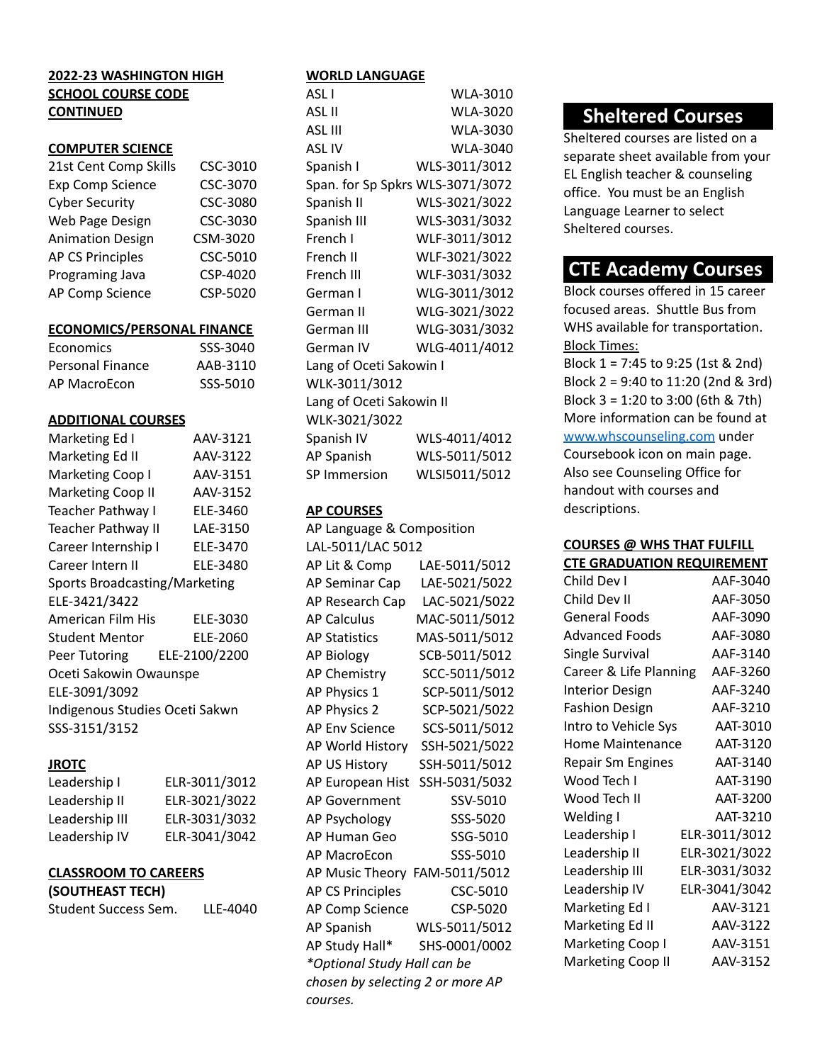## 2022-23 WASHINGTON HIGH SCHOOL COURSE CODE CONTINUED

### COMPUTER SCIENCE

| | |
|---|---|
| 21st Cent Comp Skills | CSC-3010 |
| Exp Comp Science | CSC-3070 |
| Cyber Security | CSC-3080 |
| Web Page Design | CSC-3030 |
| Animation Design | CSM-3020 |
| AP CS Principles | CSC-5010 |
| Programing Java | CSP-4020 |
| AP Comp Science | CSP-5020 |

### ECONOMICS/PERSONAL FINANCE

| | |
|---|---|
| Economics | SSS-3040 |
| Personal Finance | AAB-3110 |
| AP MacroEcon | SSS-5010 |

### ADDITIONAL COURSES

| | |
|---|---|
| Marketing Ed I | AAV-3121 |
| Marketing Ed II | AAV-3122 |
| Marketing Coop I | AAV-3151 |
| Marketing Coop II | AAV-3152 |
| Teacher Pathway I | ELE-3460 |
| Teacher Pathway II | LAE-3150 |
| Career Internship I | ELE-3470 |
| Career Intern II | ELE-3480 |
| Sports Broadcasting/Marketing | ELE-3421/3422 |
| American Film His | ELE-3030 |
| Student Mentor | ELE-2060 |
| Peer Tutoring | ELE-2100/2200 |
| Oceti Sakowin Owaunspe | ELE-3091/3092 |
| Indigenous Studies Oceti Sakwn | SSS-3151/3152 |

### JROTC

| | |
|---|---|
| Leadership I | ELR-3011/3012 |
| Leadership II | ELR-3021/3022 |
| Leadership III | ELR-3031/3032 |
| Leadership IV | ELR-3041/3042 |

### CLASSROOM TO CAREERS (SOUTHEAST TECH)

| | |
|---|---|
| Student Success Sem. | LLE-4040 |

### WORLD LANGUAGE

| | |
|---|---|
| ASL I | WLA-3010 |
| ASL II | WLA-3020 |
| ASL III | WLA-3030 |
| ASL IV | WLA-3040 |
| Spanish I | WLS-3011/3012 |
| Span. for Sp Spkrs | WLS-3071/3072 |
| Spanish II | WLS-3021/3022 |
| Spanish III | WLS-3031/3032 |
| French I | WLF-3011/3012 |
| French II | WLF-3021/3022 |
| French III | WLF-3031/3032 |
| German I | WLG-3011/3012 |
| German II | WLG-3021/3022 |
| German III | WLG-3031/3032 |
| German IV | WLG-4011/4012 |
| Lang of Oceti Sakowin I | WLK-3011/3012 |
| Lang of Oceti Sakowin II | WLK-3021/3022 |
| Spanish IV | WLS-4011/4012 |
| AP Spanish | WLS-5011/5012 |
| SP Immersion | WLSI5011/5012 |

### AP COURSES

| | |
|---|---|
| AP Language & Composition | LAL-5011/LAC 5012 |
| AP Lit & Comp | LAE-5011/5012 |
| AP Seminar Cap | LAE-5021/5022 |
| AP Research Cap | LAC-5021/5022 |
| AP Calculus | MAC-5011/5012 |
| AP Statistics | MAS-5011/5012 |
| AP Biology | SCB-5011/5012 |
| AP Chemistry | SCC-5011/5012 |
| AP Physics 1 | SCP-5011/5012 |
| AP Physics 2 | SCP-5021/5022 |
| AP Env Science | SCS-5011/5012 |
| AP World History | SSH-5021/5022 |
| AP US History | SSH-5011/5012 |
| AP European Hist | SSH-5031/5032 |
| AP Government | SSV-5010 |
| AP Psychology | SSS-5020 |
| AP Human Geo | SSG-5010 |
| AP MacroEcon | SSS-5010 |
| AP Music Theory | FAM-5011/5012 |
| AP CS Principles | CSC-5010 |
| AP Comp Science | CSP-5020 |
| AP Spanish | WLS-5011/5012 |
| AP Study Hall* | SHS-0001/0002 |

*\*Optional Study Hall can be chosen by selecting 2 or more AP courses.*

## Sheltered Courses

Sheltered courses are listed on a separate sheet available from your EL English teacher & counseling office. You must be an English Language Learner to select Sheltered courses.

## CTE Academy Courses

Block courses offered in 15 career focused areas. Shuttle Bus from WHS available for transportation.

Block Times:

Block 1 = 7:45 to 9:25 (1st & 2nd)
Block 2 = 9:40 to 11:20 (2nd & 3rd)
Block 3 = 1:20 to 3:00 (6th & 7th)

More information can be found at www.whscounseling.com under Coursebook icon on main page. Also see Counseling Office for handout with courses and descriptions.

### COURSES @ WHS THAT FULFILL CTE GRADUATION REQUIREMENT

| | |
|---|---|
| Child Dev I | AAF-3040 |
| Child Dev II | AAF-3050 |
| General Foods | AAF-3090 |
| Advanced Foods | AAF-3080 |
| Single Survival | AAF-3140 |
| Career & Life Planning | AAF-3260 |
| Interior Design | AAF-3240 |
| Fashion Design | AAF-3210 |
| Intro to Vehicle Sys | AAT-3010 |
| Home Maintenance | AAT-3120 |
| Repair Sm Engines | AAT-3140 |
| Wood Tech I | AAT-3190 |
| Wood Tech II | AAT-3200 |
| Welding I | AAT-3210 |
| Leadership I | ELR-3011/3012 |
| Leadership II | ELR-3021/3022 |
| Leadership III | ELR-3031/3032 |
| Leadership IV | ELR-3041/3042 |
| Marketing Ed I | AAV-3121 |
| Marketing Ed II | AAV-3122 |
| Marketing Coop I | AAV-3151 |
| Marketing Coop II | AAV-3152 |